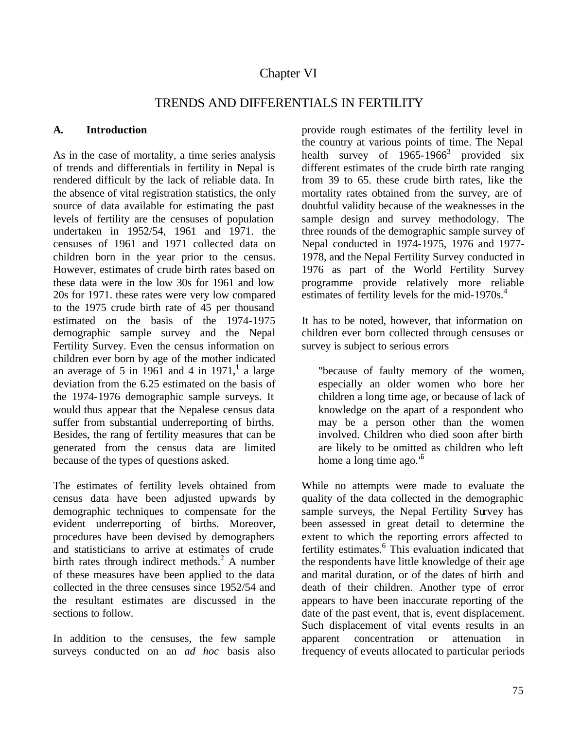# Chapter VI

## TRENDS AND DIFFERENTIALS IN FERTILITY

### A. Introduction

As in the case of mortality, a time series analysis of trends and differentials in fertility in Nepal is rendered difficult by the lack of reliable data. In the absence of vital registration statistics, the only source of data available for estimating the past levels of fertility are the censuses of population undertaken in 1952/54, 1961 and 1971. the censuses of 1961 and 1971 collected data on children born in the year prior to the census. However, estimates of crude birth rates based on these data were in the low 30s for 1961 and low 20s for 1971. these rates were very low compared to the 1975 crude birth rate of 45 per thousand estimated on the basis of the 1974-1975 demographic sample survey and the Nepal Fertility Survey. Even the census information on children ever born by age of the mother indicated an average of 5 in 1961 and 4 in 1971,[1] a large deviation from the 6.25 estimated on the basis of the 1974-1976 demographic sample surveys. It would thus appear that the Nepalese census data suffer from substantial underreporting of births. Besides, the rang of fertility measures that can be generated from the census data are limited because of the types of questions asked.

The estimates of fertility levels obtained from census data have been adjusted upwards by demographic techniques to compensate for the evident underreporting of births. Moreover, procedures have been devised by demographers and statisticians to arrive at estimates of crude birth rates through indirect methods.[2] A number of these measures have been applied to the data collected in the three censuses since 1952/54 and the resultant estimates are discussed in the sections to follow.

In addition to the censuses, the few sample surveys conducted on an *ad hoc* basis also provide rough estimates of the fertility level in the country at various points of time. The Nepal health survey of 1965-1966[3] provided six different estimates of the crude birth rate ranging from 39 to 65. these crude birth rates, like the mortality rates obtained from the survey, are of doubtful validity because of the weaknesses in the sample design and survey methodology. The three rounds of the demographic sample survey of Nepal conducted in 1974-1975, 1976 and 1977-1978, and the Nepal Fertility Survey conducted in 1976 as part of the World Fertility Survey programme provide relatively more reliable estimates of fertility levels for the mid-1970s.[4]

It has to be noted, however, that information on children ever born collected through censuses or survey is subject to serious errors

> "because of faulty memory of the women, especially an older women who bore her children a long time age, or because of lack of knowledge on the apart of a respondent who may be a person other than the women involved. Children who died soon after birth are likely to be omitted as children who left home a long time ago."[5]

While no attempts were made to evaluate the quality of the data collected in the demographic sample surveys, the Nepal Fertility Survey has been assessed in great detail to determine the extent to which the reporting errors affected to fertility estimates.[6] This evaluation indicated that the respondents have little knowledge of their age and marital duration, or of the dates of birth and death of their children. Another type of error appears to have been inaccurate reporting of the date of the past event, that is, event displacement. Such displacement of vital events results in an apparent concentration or attenuation in frequency of events allocated to particular periods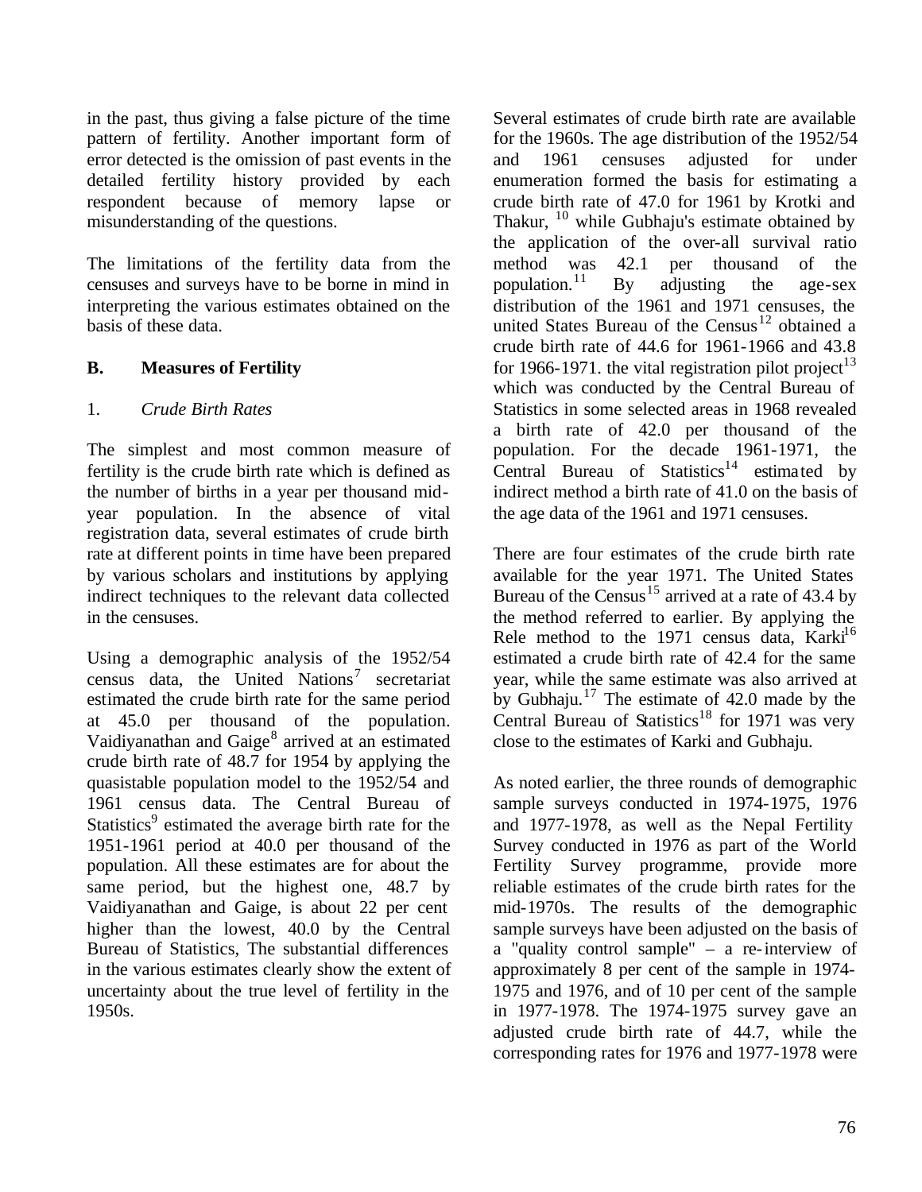in the past, thus giving a false picture of the time pattern of fertility. Another important form of error detected is the omission of past events in the detailed fertility history provided by each respondent because of memory lapse or misunderstanding of the questions.

The limitations of the fertility data from the censuses and surveys have to be borne in mind in interpreting the various estimates obtained on the basis of these data.

## B. Measures of Fertility

### 1. *Crude Birth Rates*

The simplest and most common measure of fertility is the crude birth rate which is defined as the number of births in a year per thousand mid-year population. In the absence of vital registration data, several estimates of crude birth rate at different points in time have been prepared by various scholars and institutions by applying indirect techniques to the relevant data collected in the censuses.

Using a demographic analysis of the 1952/54 census data, the United Nations[7] secretariat estimated the crude birth rate for the same period at 45.0 per thousand of the population. Vaidiyanathan and Gaige[8] arrived at an estimated crude birth rate of 48.7 for 1954 by applying the quasistable population model to the 1952/54 and 1961 census data. The Central Bureau of Statistics[9] estimated the average birth rate for the 1951-1961 period at 40.0 per thousand of the population. All these estimates are for about the same period, but the highest one, 48.7 by Vaidiyanathan and Gaige, is about 22 per cent higher than the lowest, 40.0 by the Central Bureau of Statistics, The substantial differences in the various estimates clearly show the extent of uncertainty about the true level of fertility in the 1950s.

Several estimates of crude birth rate are available for the 1960s. The age distribution of the 1952/54 and 1961 censuses adjusted for under enumeration formed the basis for estimating a crude birth rate of 47.0 for 1961 by Krotki and Thakur, [10] while Gubhaju's estimate obtained by the application of the over-all survival ratio method was 42.1 per thousand of the population.[11] By adjusting the age-sex distribution of the 1961 and 1971 censuses, the united States Bureau of the Census[12] obtained a crude birth rate of 44.6 for 1961-1966 and 43.8 for 1966-1971. the vital registration pilot project[13] which was conducted by the Central Bureau of Statistics in some selected areas in 1968 revealed a birth rate of 42.0 per thousand of the population. For the decade 1961-1971, the Central Bureau of Statistics[14] estimated by indirect method a birth rate of 41.0 on the basis of the age data of the 1961 and 1971 censuses.

There are four estimates of the crude birth rate available for the year 1971. The United States Bureau of the Census[15] arrived at a rate of 43.4 by the method referred to earlier. By applying the Rele method to the 1971 census data, Karki[16] estimated a crude birth rate of 42.4 for the same year, while the same estimate was also arrived at by Gubhaju.[17] The estimate of 42.0 made by the Central Bureau of Statistics[18] for 1971 was very close to the estimates of Karki and Gubhaju.

As noted earlier, the three rounds of demographic sample surveys conducted in 1974-1975, 1976 and 1977-1978, as well as the Nepal Fertility Survey conducted in 1976 as part of the World Fertility Survey programme, provide more reliable estimates of the crude birth rates for the mid-1970s. The results of the demographic sample surveys have been adjusted on the basis of a "quality control sample" – a re-interview of approximately 8 per cent of the sample in 1974-1975 and 1976, and of 10 per cent of the sample in 1977-1978. The 1974-1975 survey gave an adjusted crude birth rate of 44.7, while the corresponding rates for 1976 and 1977-1978 were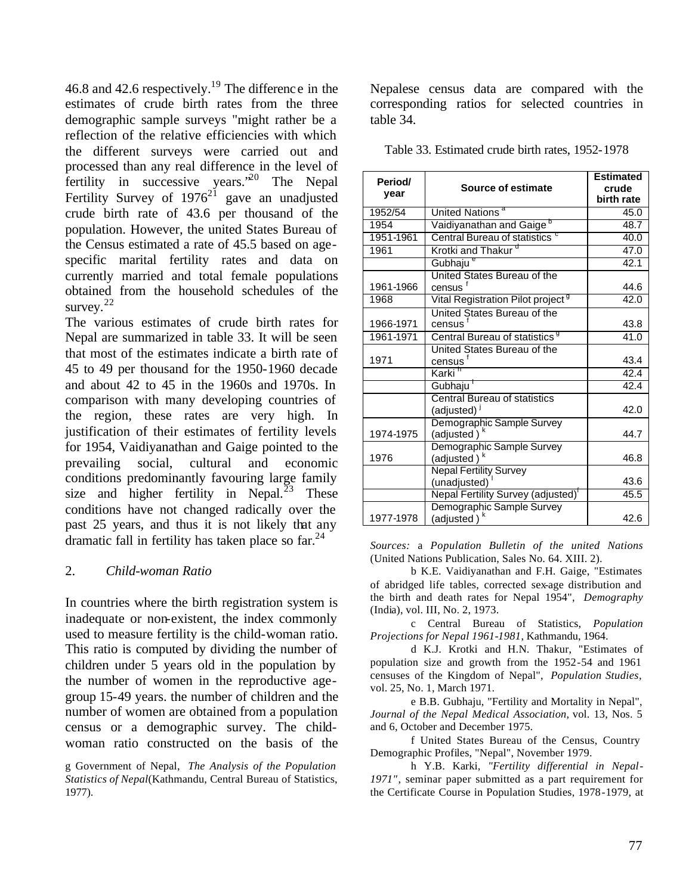46.8 and 42.6 respectively.[19] The difference in the estimates of crude birth rates from the three demographic sample surveys "might rather be a reflection of the relative efficiencies with which the different surveys were carried out and processed than any real difference in the level of fertility in successive years."[20] The Nepal Fertility Survey of 1976[21] gave an unadjusted crude birth rate of 43.6 per thousand of the population. However, the united States Bureau of the Census estimated a rate of 45.5 based on age-specific marital fertility rates and data on currently married and total female populations obtained from the household schedules of the survey.[22]

The various estimates of crude birth rates for Nepal are summarized in table 33. It will be seen that most of the estimates indicate a birth rate of 45 to 49 per thousand for the 1950-1960 decade and about 42 to 45 in the 1960s and 1970s. In comparison with many developing countries of the region, these rates are very high. In justification of their estimates of fertility levels for 1954, Vaidiyanathan and Gaige pointed to the prevailing social, cultural and economic conditions predominantly favouring large family size and higher fertility in Nepal.[23] These conditions have not changed radically over the past 25 years, and thus it is not likely that any dramatic fall in fertility has taken place so far.[24]

## 2. *Child-woman Ratio*

In countries where the birth registration system is inadequate or non-existent, the index commonly used to measure fertility is the child-woman ratio. This ratio is computed by dividing the number of children under 5 years old in the population by the number of women in the reproductive age-group 15-49 years. the number of children and the number of women are obtained from a population census or a demographic survey. The child-woman ratio constructed on the basis of the Nepalese census data are compared with the corresponding ratios for selected countries in table 34.

g Government of Nepal, *The Analysis of the Population Statistics of Nepal*(Kathmandu, Central Bureau of Statistics, 1977).

Table 33. Estimated crude birth rates, 1952-1978

| Period/ year | Source of estimate | Estimated crude birth rate |
|---|---|---|
| 1952/54 | United Nations [a] | 45.0 |
| 1954 | Vaidiyanathan and Gaige [b] | 48.7 |
| 1951-1961 | Central Bureau of statistics [c] | 40.0 |
| 1961 | Krotki and Thakur [d] | 47.0 |
| | Gubhaju [e] | 42.1 |
| 1961-1966 | United States Bureau of the census [f] | 44.6 |
| 1968 | Vital Registration Pilot project [g] | 42.0 |
| 1966-1971 | United States Bureau of the census [f] | 43.8 |
| 1961-1971 | Central Bureau of statistics [g] | 41.0 |
| 1971 | United States Bureau of the census [f] | 43.4 |
| | Karki [h] | 42.4 |
| | Gubhaju [i] | 42.4 |
| | Central Bureau of statistics (adjusted) [j] | 42.0 |
| 1974-1975 | Demographic Sample Survey (adjusted ) [k] | 44.7 |
| 1976 | Demographic Sample Survey (adjusted ) [k] | 46.8 |
| | Nepal Fertility Survey (unadjusted) [l] | 43.6 |
| | Nepal Fertility Survey (adjusted)[f] | 45.5 |
| 1977-1978 | Demographic Sample Survey (adjusted ) [k] | 42.6 |

*Sources:* a *Population Bulletin of the united Nations* (United Nations Publication, Sales No. 64. XIII. 2).

b K.E. Vaidiyanathan and F.H. Gaige, "Estimates of abridged life tables, corrected sex-age distribution and the birth and death rates for Nepal 1954", *Demography* (India), vol. III, No. 2, 1973.

c Central Bureau of Statistics, *Population Projections for Nepal 1961-1981*, Kathmandu, 1964.

d K.J. Krotki and H.N. Thakur, "Estimates of population size and growth from the 1952-54 and 1961 censuses of the Kingdom of Nepal", *Population Studies*, vol. 25, No. 1, March 1971.

e B.B. Gubhaju, "Fertility and Mortality in Nepal", *Journal of the Nepal Medical Association*, vol. 13, Nos. 5 and 6, October and December 1975.

f United States Bureau of the Census, Country Demographic Profiles, "Nepal", November 1979.

h Y.B. Karki, *"Fertility differential in Nepal-1971"*, seminar paper submitted as a part requirement for the Certificate Course in Population Studies, 1978-1979, at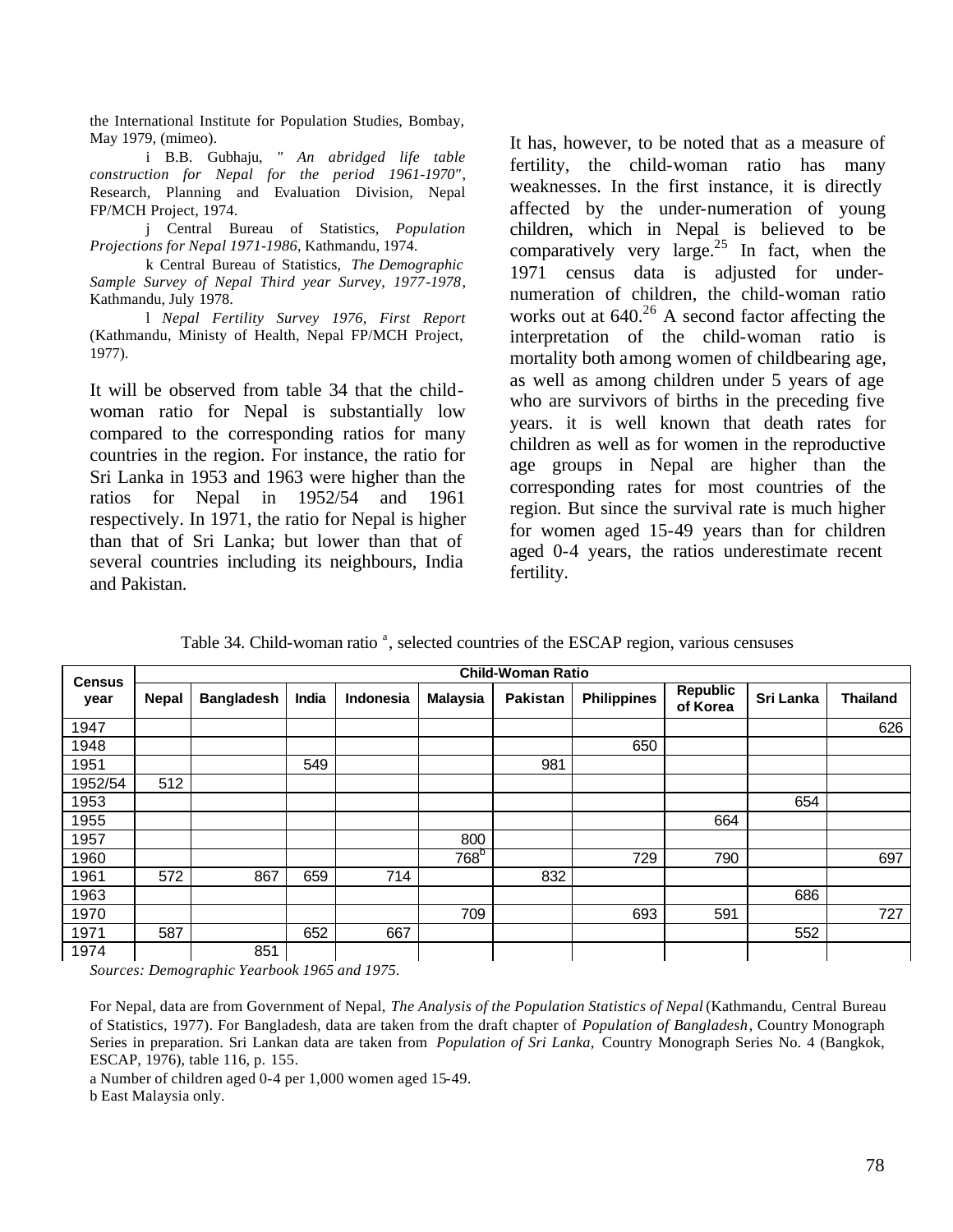the International Institute for Population Studies, Bombay, May 1979, (mimeo).

i B.B. Gubhaju, *" An abridged life table construction for Nepal for the period 1961-1970"*, Research, Planning and Evaluation Division, Nepal FP/MCH Project, 1974.

j Central Bureau of Statistics, *Population Projections for Nepal 1971-1986*, Kathmandu, 1974.

k Central Bureau of Statistics, *The Demographic Sample Survey of Nepal Third year Survey, 1977-1978*, Kathmandu, July 1978.

l *Nepal Fertility Survey 1976, First Report* (Kathmandu, Ministy of Health, Nepal FP/MCH Project, 1977).

It will be observed from table 34 that the child-woman ratio for Nepal is substantially low compared to the corresponding ratios for many countries in the region. For instance, the ratio for Sri Lanka in 1953 and 1963 were higher than the ratios for Nepal in 1952/54 and 1961 respectively. In 1971, the ratio for Nepal is higher than that of Sri Lanka; but lower than that of several countries including its neighbours, India and Pakistan.

It has, however, to be noted that as a measure of fertility, the child-woman ratio has many weaknesses. In the first instance, it is directly affected by the under-numeration of young children, which in Nepal is believed to be comparatively very large.[25] In fact, when the 1971 census data is adjusted for under-numeration of children, the child-woman ratio works out at 640.[26] A second factor affecting the interpretation of the child-woman ratio is mortality both among women of childbearing age, as well as among children under 5 years of age who are survivors of births in the preceding five years. it is well known that death rates for children as well as for women in the reproductive age groups in Nepal are higher than the corresponding rates for most countries of the region. But since the survival rate is much higher for women aged 15-49 years than for children aged 0-4 years, the ratios underestimate recent fertility.

Table 34. Child-woman ratio [a], selected countries of the ESCAP region, various censuses

| Census year | Child-Woman Ratio | | | | | | | | | |
|---|---|---|---|---|---|---|---|---|---|---|
| | Nepal | Bangladesh | India | Indonesia | Malaysia | Pakistan | Philippines | Republic of Korea | Sri Lanka | Thailand |
| 1947 | | | | | | | | | | 626 |
| 1948 | | | | | | | 650 | | | |
| 1951 | | | 549 | | | 981 | | | | |
| 1952/54 | 512 | | | | | | | | | |
| 1953 | | | | | | | | | 654 | |
| 1955 | | | | | | | | 664 | | |
| 1957 | | | | | 800 | | | | | |
| 1960 | | | | | 768[b] | | 729 | 790 | | 697 |
| 1961 | 572 | 867 | 659 | 714 | | 832 | | | | |
| 1963 | | | | | | | | | 686 | |
| 1970 | | | | | 709 | | 693 | 591 | | 727 |
| 1971 | 587 | | 652 | 667 | | | | | 552 | |
| 1974 | | 851 | | | | | | | | |

*Sources: Demographic Yearbook 1965 and 1975.*

For Nepal, data are from Government of Nepal, *The Analysis of the Population Statistics of Nepal* (Kathmandu, Central Bureau of Statistics, 1977). For Bangladesh, data are taken from the draft chapter of *Population of Bangladesh*, Country Monograph Series in preparation. Sri Lankan data are taken from *Population of Sri Lanka,* Country Monograph Series No. 4 (Bangkok, ESCAP, 1976), table 116, p. 155.

a Number of children aged 0-4 per 1,000 women aged 15-49.

b East Malaysia only.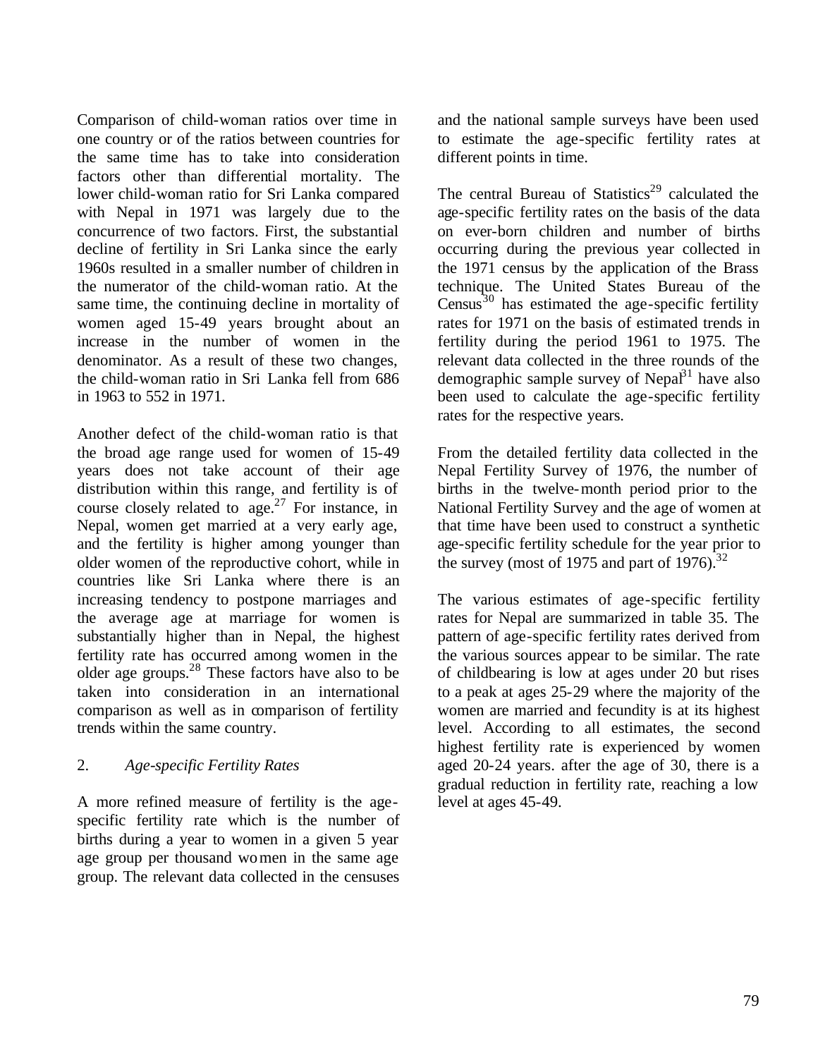Comparison of child-woman ratios over time in one country or of the ratios between countries for the same time has to take into consideration factors other than differential mortality. The lower child-woman ratio for Sri Lanka compared with Nepal in 1971 was largely due to the concurrence of two factors. First, the substantial decline of fertility in Sri Lanka since the early 1960s resulted in a smaller number of children in the numerator of the child-woman ratio. At the same time, the continuing decline in mortality of women aged 15-49 years brought about an increase in the number of women in the denominator. As a result of these two changes, the child-woman ratio in Sri Lanka fell from 686 in 1963 to 552 in 1971.

Another defect of the child-woman ratio is that the broad age range used for women of 15-49 years does not take account of their age distribution within this range, and fertility is of course closely related to age.[27] For instance, in Nepal, women get married at a very early age, and the fertility is higher among younger than older women of the reproductive cohort, while in countries like Sri Lanka where there is an increasing tendency to postpone marriages and the average age at marriage for women is substantially higher than in Nepal, the highest fertility rate has occurred among women in the older age groups.[28] These factors have also to be taken into consideration in an international comparison as well as in comparison of fertility trends within the same country.

## 2. *Age-specific Fertility Rates*

A more refined measure of fertility is the age-specific fertility rate which is the number of births during a year to women in a given 5 year age group per thousand women in the same age group. The relevant data collected in the censuses and the national sample surveys have been used to estimate the age-specific fertility rates at different points in time.

The central Bureau of Statistics[29] calculated the age-specific fertility rates on the basis of the data on ever-born children and number of births occurring during the previous year collected in the 1971 census by the application of the Brass technique. The United States Bureau of the Census[30] has estimated the age-specific fertility rates for 1971 on the basis of estimated trends in fertility during the period 1961 to 1975. The relevant data collected in the three rounds of the demographic sample survey of Nepal[31] have also been used to calculate the age-specific fertility rates for the respective years.

From the detailed fertility data collected in the Nepal Fertility Survey of 1976, the number of births in the twelve-month period prior to the National Fertility Survey and the age of women at that time have been used to construct a synthetic age-specific fertility schedule for the year prior to the survey (most of 1975 and part of 1976).[32]

The various estimates of age-specific fertility rates for Nepal are summarized in table 35. The pattern of age-specific fertility rates derived from the various sources appear to be similar. The rate of childbearing is low at ages under 20 but rises to a peak at ages 25-29 where the majority of the women are married and fecundity is at its highest level. According to all estimates, the second highest fertility rate is experienced by women aged 20-24 years. after the age of 30, there is a gradual reduction in fertility rate, reaching a low level at ages 45-49.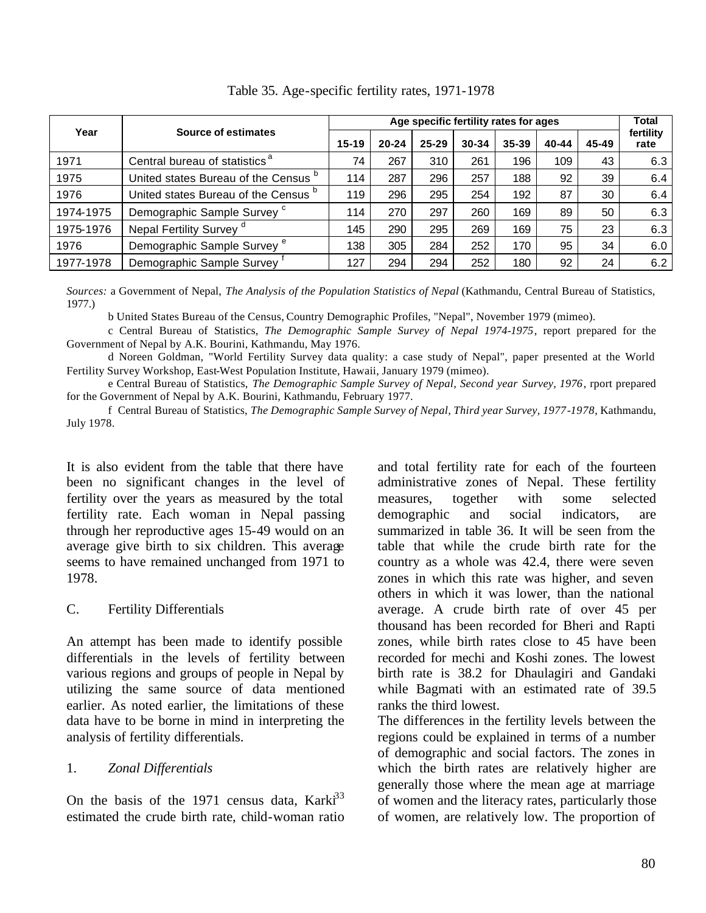Table 35. Age-specific fertility rates, 1971-1978

| Year | Source of estimates | Age specific fertility rates for ages | | | | | | | Total fertility rate |
|---|---|---|---|---|---|---|---|---|---|
| | | 15-19 | 20-24 | 25-29 | 30-34 | 35-39 | 40-44 | 45-49 | |
| 1971 | Central bureau of statistics [a] | 74 | 267 | 310 | 261 | 196 | 109 | 43 | 6.3 |
| 1975 | United states Bureau of the Census [b] | 114 | 287 | 296 | 257 | 188 | 92 | 39 | 6.4 |
| 1976 | United states Bureau of the Census [b] | 119 | 296 | 295 | 254 | 192 | 87 | 30 | 6.4 |
| 1974-1975 | Demographic Sample Survey [c] | 114 | 270 | 297 | 260 | 169 | 89 | 50 | 6.3 |
| 1975-1976 | Nepal Fertility Survey [d] | 145 | 290 | 295 | 269 | 169 | 75 | 23 | 6.3 |
| 1976 | Demographic Sample Survey [e] | 138 | 305 | 284 | 252 | 170 | 95 | 34 | 6.0 |
| 1977-1978 | Demographic Sample Survey [f] | 127 | 294 | 294 | 252 | 180 | 92 | 24 | 6.2 |

*Sources:* a Government of Nepal, *The Analysis of the Population Statistics of Nepal* (Kathmandu, Central Bureau of Statistics, 1977.)

b United States Bureau of the Census, Country Demographic Profiles, "Nepal", November 1979 (mimeo).

c Central Bureau of Statistics, *The Demographic Sample Survey of Nepal 1974-1975*, report prepared for the Government of Nepal by A.K. Bourini, Kathmandu, May 1976.

d Noreen Goldman, "World Fertility Survey data quality: a case study of Nepal", paper presented at the World Fertility Survey Workshop, East-West Population Institute, Hawaii, January 1979 (mimeo).

e Central Bureau of Statistics, *The Demographic Sample Survey of Nepal, Second year Survey, 1976*, rport prepared for the Government of Nepal by A.K. Bourini, Kathmandu, February 1977.

f Central Bureau of Statistics, *The Demographic Sample Survey of Nepal, Third year Survey, 1977-1978*, Kathmandu, July 1978.

It is also evident from the table that there have been no significant changes in the level of fertility over the years as measured by the total fertility rate. Each woman in Nepal passing through her reproductive ages 15-49 would on an average give birth to six children. This average seems to have remained unchanged from 1971 to 1978.

## C. Fertility Differentials

An attempt has been made to identify possible differentials in the levels of fertility between various regions and groups of people in Nepal by utilizing the same source of data mentioned earlier. As noted earlier, the limitations of these data have to be borne in mind in interpreting the analysis of fertility differentials.

### 1. *Zonal Differentials*

On the basis of the 1971 census data, Karki[33] estimated the crude birth rate, child-woman ratio and total fertility rate for each of the fourteen administrative zones of Nepal. These fertility measures, together with some selected demographic and social indicators, are summarized in table 36. It will be seen from the table that while the crude birth rate for the country as a whole was 42.4, there were seven zones in which this rate was higher, and seven others in which it was lower, than the national average. A crude birth rate of over 45 per thousand has been recorded for Bheri and Rapti zones, while birth rates close to 45 have been recorded for mechi and Koshi zones. The lowest birth rate is 38.2 for Dhaulagiri and Gandaki while Bagmati with an estimated rate of 39.5 ranks the third lowest.

The differences in the fertility levels between the regions could be explained in terms of a number of demographic and social factors. The zones in which the birth rates are relatively higher are generally those where the mean age at marriage of women and the literacy rates, particularly those of women, are relatively low. The proportion of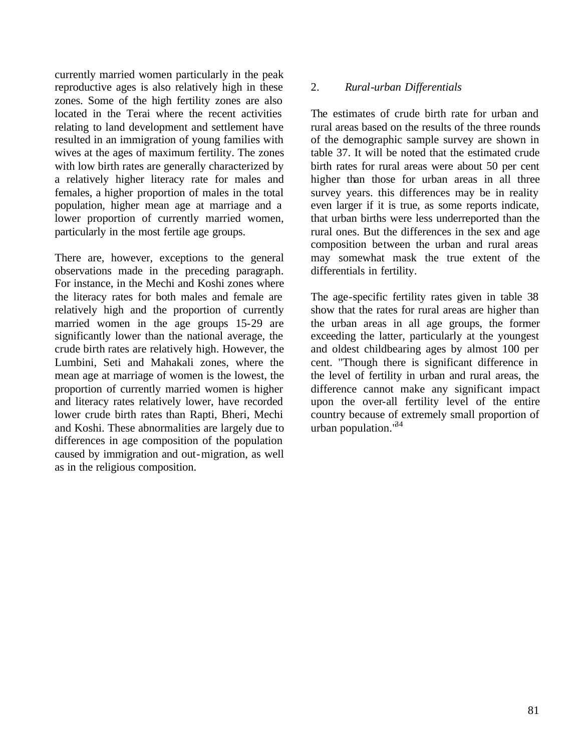currently married women particularly in the peak reproductive ages is also relatively high in these zones. Some of the high fertility zones are also located in the Terai where the recent activities relating to land development and settlement have resulted in an immigration of young families with wives at the ages of maximum fertility. The zones with low birth rates are generally characterized by a relatively higher literacy rate for males and females, a higher proportion of males in the total population, higher mean age at marriage and a lower proportion of currently married women, particularly in the most fertile age groups.

There are, however, exceptions to the general observations made in the preceding paragraph. For instance, in the Mechi and Koshi zones where the literacy rates for both males and female are relatively high and the proportion of currently married women in the age groups 15-29 are significantly lower than the national average, the crude birth rates are relatively high. However, the Lumbini, Seti and Mahakali zones, where the mean age at marriage of women is the lowest, the proportion of currently married women is higher and literacy rates relatively lower, have recorded lower crude birth rates than Rapti, Bheri, Mechi and Koshi. These abnormalities are largely due to differences in age composition of the population caused by immigration and out-migration, as well as in the religious composition.

## 2. *Rural-urban Differentials*

The estimates of crude birth rate for urban and rural areas based on the results of the three rounds of the demographic sample survey are shown in table 37. It will be noted that the estimated crude birth rates for rural areas were about 50 per cent higher than those for urban areas in all three survey years. this differences may be in reality even larger if it is true, as some reports indicate, that urban births were less underreported than the rural ones. But the differences in the sex and age composition between the urban and rural areas may somewhat mask the true extent of the differentials in fertility.

The age-specific fertility rates given in table 38 show that the rates for rural areas are higher than the urban areas in all age groups, the former exceeding the latter, particularly at the youngest and oldest childbearing ages by almost 100 per cent. "Though there is significant difference in the level of fertility in urban and rural areas, the difference cannot make any significant impact upon the over-all fertility level of the entire country because of extremely small proportion of urban population."[34]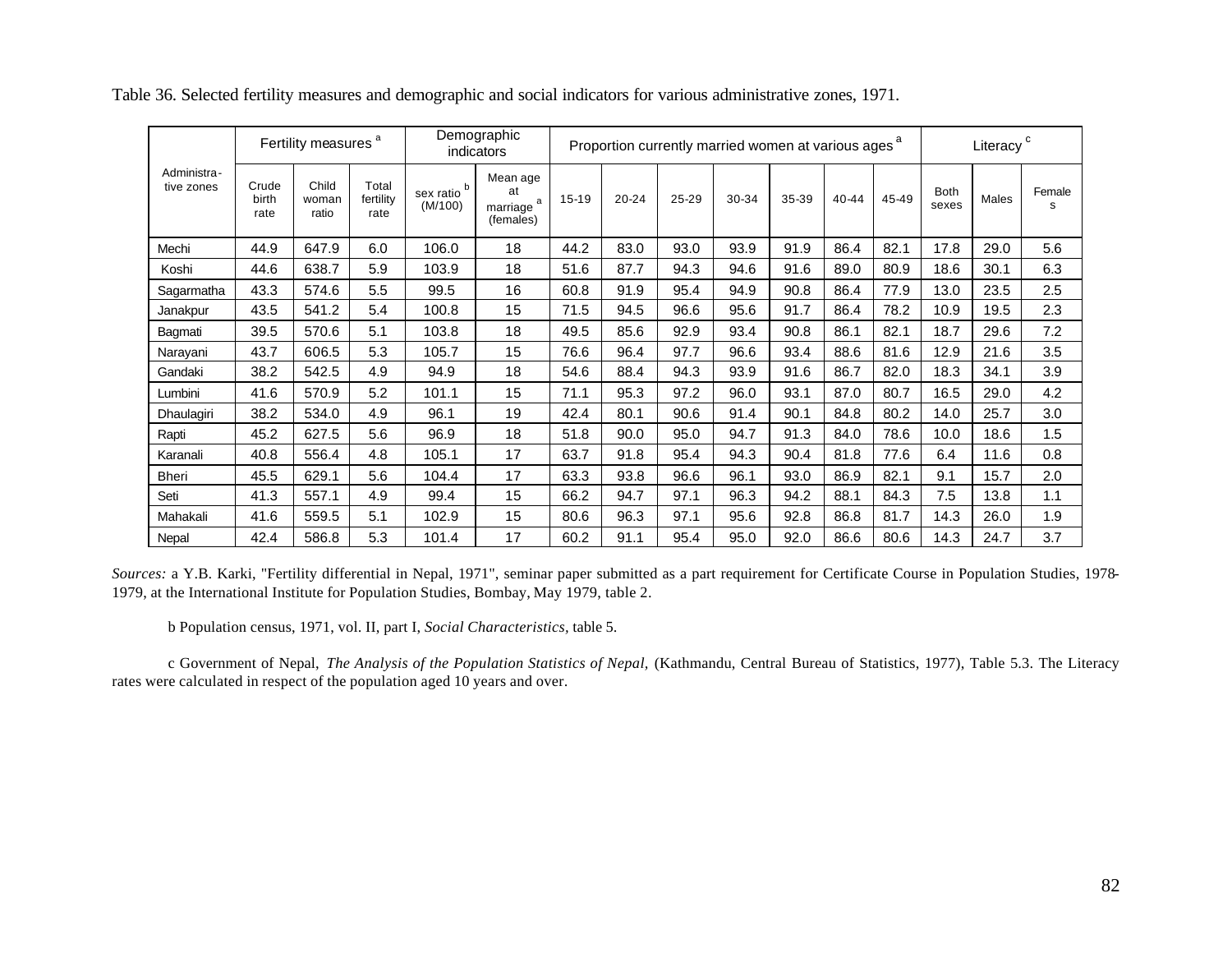Table 36. Selected fertility measures and demographic and social indicators for various administrative zones, 1971.

| Administra-tive zones | Fertility measures [a] | | | Demographic indicators | | Proportion currently married women at various ages [a] | | | | | | | Literacy [c] | | |
|---|---|---|---|---|---|---|---|---|---|---|---|---|---|---|---|
| | Crude birth rate | Child woman ratio | Total fertility rate | sex ratio [b] (M/100) | Mean age at marriage [a] (females) | 15-19 | 20-24 | 25-29 | 30-34 | 35-39 | 40-44 | 45-49 | Both sexes | Males | Females |
| Mechi | 44.9 | 647.9 | 6.0 | 106.0 | 18 | 44.2 | 83.0 | 93.0 | 93.9 | 91.9 | 86.4 | 82.1 | 17.8 | 29.0 | 5.6 |
| Koshi | 44.6 | 638.7 | 5.9 | 103.9 | 18 | 51.6 | 87.7 | 94.3 | 94.6 | 91.6 | 89.0 | 80.9 | 18.6 | 30.1 | 6.3 |
| Sagarmatha | 43.3 | 574.6 | 5.5 | 99.5 | 16 | 60.8 | 91.9 | 95.4 | 94.9 | 90.8 | 86.4 | 77.9 | 13.0 | 23.5 | 2.5 |
| Janakpur | 43.5 | 541.2 | 5.4 | 100.8 | 15 | 71.5 | 94.5 | 96.6 | 95.6 | 91.7 | 86.4 | 78.2 | 10.9 | 19.5 | 2.3 |
| Bagmati | 39.5 | 570.6 | 5.1 | 103.8 | 18 | 49.5 | 85.6 | 92.9 | 93.4 | 90.8 | 86.1 | 82.1 | 18.7 | 29.6 | 7.2 |
| Narayani | 43.7 | 606.5 | 5.3 | 105.7 | 15 | 76.6 | 96.4 | 97.7 | 96.6 | 93.4 | 88.6 | 81.6 | 12.9 | 21.6 | 3.5 |
| Gandaki | 38.2 | 542.5 | 4.9 | 94.9 | 18 | 54.6 | 88.4 | 94.3 | 93.9 | 91.6 | 86.7 | 82.0 | 18.3 | 34.1 | 3.9 |
| Lumbini | 41.6 | 570.9 | 5.2 | 101.1 | 15 | 71.1 | 95.3 | 97.2 | 96.0 | 93.1 | 87.0 | 80.7 | 16.5 | 29.0 | 4.2 |
| Dhaulagiri | 38.2 | 534.0 | 4.9 | 96.1 | 19 | 42.4 | 80.1 | 90.6 | 91.4 | 90.1 | 84.8 | 80.2 | 14.0 | 25.7 | 3.0 |
| Rapti | 45.2 | 627.5 | 5.6 | 96.9 | 18 | 51.8 | 90.0 | 95.0 | 94.7 | 91.3 | 84.0 | 78.6 | 10.0 | 18.6 | 1.5 |
| Karanali | 40.8 | 556.4 | 4.8 | 105.1 | 17 | 63.7 | 91.8 | 95.4 | 94.3 | 90.4 | 81.8 | 77.6 | 6.4 | 11.6 | 0.8 |
| Bheri | 45.5 | 629.1 | 5.6 | 104.4 | 17 | 63.3 | 93.8 | 96.6 | 96.1 | 93.0 | 86.9 | 82.1 | 9.1 | 15.7 | 2.0 |
| Seti | 41.3 | 557.1 | 4.9 | 99.4 | 15 | 66.2 | 94.7 | 97.1 | 96.3 | 94.2 | 88.1 | 84.3 | 7.5 | 13.8 | 1.1 |
| Mahakali | 41.6 | 559.5 | 5.1 | 102.9 | 15 | 80.6 | 96.3 | 97.1 | 95.6 | 92.8 | 86.8 | 81.7 | 14.3 | 26.0 | 1.9 |
| Nepal | 42.4 | 586.8 | 5.3 | 101.4 | 17 | 60.2 | 91.1 | 95.4 | 95.0 | 92.0 | 86.6 | 80.6 | 14.3 | 24.7 | 3.7 |

*Sources:* a Y.B. Karki, "Fertility differential in Nepal, 1971", seminar paper submitted as a part requirement for Certificate Course in Population Studies, 1978-1979, at the International Institute for Population Studies, Bombay, May 1979, table 2.

b Population census, 1971, vol. II, part I, *Social Characteristics*, table 5.

c Government of Nepal, *The Analysis of the Population Statistics of Nepal,* (Kathmandu, Central Bureau of Statistics, 1977), Table 5.3. The Literacy rates were calculated in respect of the population aged 10 years and over.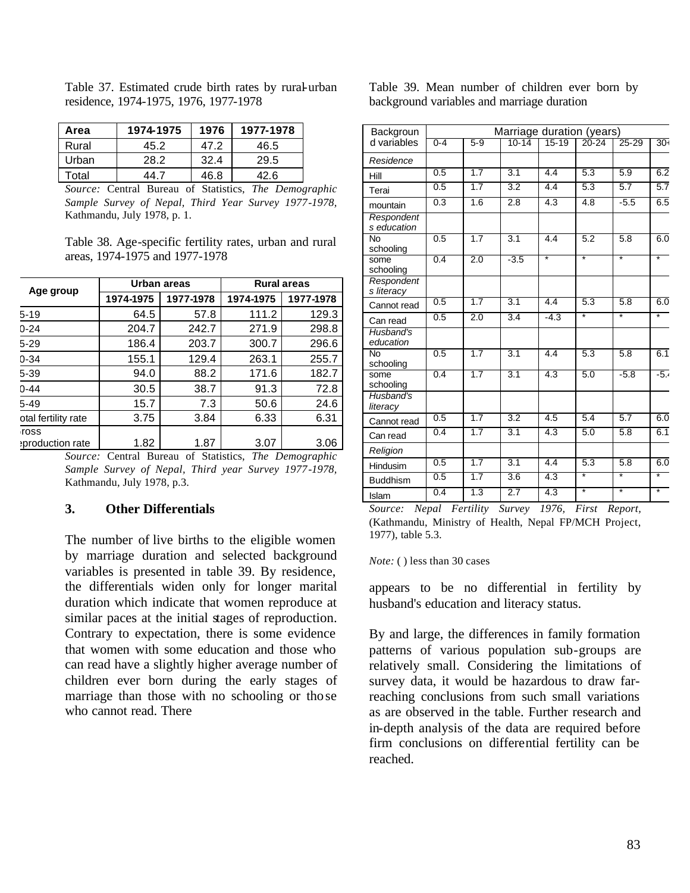Table 37. Estimated crude birth rates by rural-urban residence, 1974-1975, 1976, 1977-1978

| Area | 1974-1975 | 1976 | 1977-1978 |
|---|---|---|---|
| Rural | 45.2 | 47.2 | 46.5 |
| Urban | 28.2 | 32.4 | 29.5 |
| Total | 44.7 | 46.8 | 42.6 |

*Source:* Central Bureau of Statistics, *The Demographic Sample Survey of Nepal, Third Year Survey 1977-1978,* Kathmandu, July 1978, p. 1.

Table 38. Age-specific fertility rates, urban and rural areas, 1974-1975 and 1977-1978

| Age group | Urban areas | | Rural areas | |
|---|---|---|---|---|
| | 1974-1975 | 1977-1978 | 1974-1975 | 1977-1978 |
| 5-19 | 64.5 | 57.8 | 111.2 | 129.3 |
| 0-24 | 204.7 | 242.7 | 271.9 | 298.8 |
| 5-29 | 186.4 | 203.7 | 300.7 | 296.6 |
| 0-34 | 155.1 | 129.4 | 263.1 | 255.7 |
| 5-39 | 94.0 | 88.2 | 171.6 | 182.7 |
| 0-44 | 30.5 | 38.7 | 91.3 | 72.8 |
| 5-49 | 15.7 | 7.3 | 50.6 | 24.6 |
| otal fertility rate | 3.75 | 3.84 | 6.33 | 6.31 |
| ross eproduction rate | 1.82 | 1.87 | 3.07 | 3.06 |

*Source:* Central Bureau of Statistics, *The Demographic Sample Survey of Nepal, Third year Survey 1977-1978,* Kathmandu, July 1978, p.3.

### 3. Other Differentials

The number of live births to the eligible women by marriage duration and selected background variables is presented in table 39. By residence, the differentials widen only for longer marital duration which indicate that women reproduce at similar paces at the initial stages of reproduction. Contrary to expectation, there is some evidence that women with some education and those who can read have a slightly higher average number of children ever born during the early stages of marriage than those with no schooling or those who cannot read. There

Table 39. Mean number of children ever born by background variables and marriage duration

| Background variables | Marriage duration (years) | | | | | | |
|---|---|---|---|---|---|---|---|
| | 0-4 | 5-9 | 10-14 | 15-19 | 20-24 | 25-29 | 30+ |
| *Residence* | | | | | | | |
| Hill | 0.5 | 1.7 | 3.1 | 4.4 | 5.3 | 5.9 | 6.2 |
| Terai | 0.5 | 1.7 | 3.2 | 4.4 | 5.3 | 5.7 | 5.7 |
| mountain | 0.3 | 1.6 | 2.8 | 4.3 | 4.8 | -5.5 | 6.5 |
| *Respondents education* | | | | | | | |
| No schooling | 0.5 | 1.7 | 3.1 | 4.4 | 5.2 | 5.8 | 6.0 |
| some schooling | 0.4 | 2.0 | -3.5 | * | * | * | * |
| *Respondents literacy* | | | | | | | |
| Cannot read | 0.5 | 1.7 | 3.1 | 4.4 | 5.3 | 5.8 | 6.0 |
| Can read | 0.5 | 2.0 | 3.4 | -4.3 | * | * | * |
| *Husband's education* | | | | | | | |
| No schooling | 0.5 | 1.7 | 3.1 | 4.4 | 5.3 | 5.8 | 6.1 |
| some schooling | 0.4 | 1.7 | 3.1 | 4.3 | 5.0 | -5.8 | -5.4 |
| *Husband's literacy* | | | | | | | |
| Cannot read | 0.5 | 1.7 | 3.2 | 4.5 | 5.4 | 5.7 | 6.0 |
| Can read | 0.4 | 1.7 | 3.1 | 4.3 | 5.0 | 5.8 | 6.1 |
| *Religion* | | | | | | | |
| Hindusim | 0.5 | 1.7 | 3.1 | 4.4 | 5.3 | 5.8 | 6.0 |
| Buddhism | 0.5 | 1.7 | 3.6 | 4.3 | * | * | * |
| Islam | 0.4 | 1.3 | 2.7 | 4.3 | * | * | * |

*Source: Nepal Fertility Survey 1976, First Report,* (Kathmandu, Ministry of Health, Nepal FP/MCH Project, 1977), table 5.3.

*Note:* ( ) less than 30 cases

appears to be no differential in fertility by husband's education and literacy status.

By and large, the differences in family formation patterns of various population sub-groups are relatively small. Considering the limitations of survey data, it would be hazardous to draw far-reaching conclusions from such small variations as are observed in the table. Further research and in-depth analysis of the data are required before firm conclusions on differential fertility can be reached.